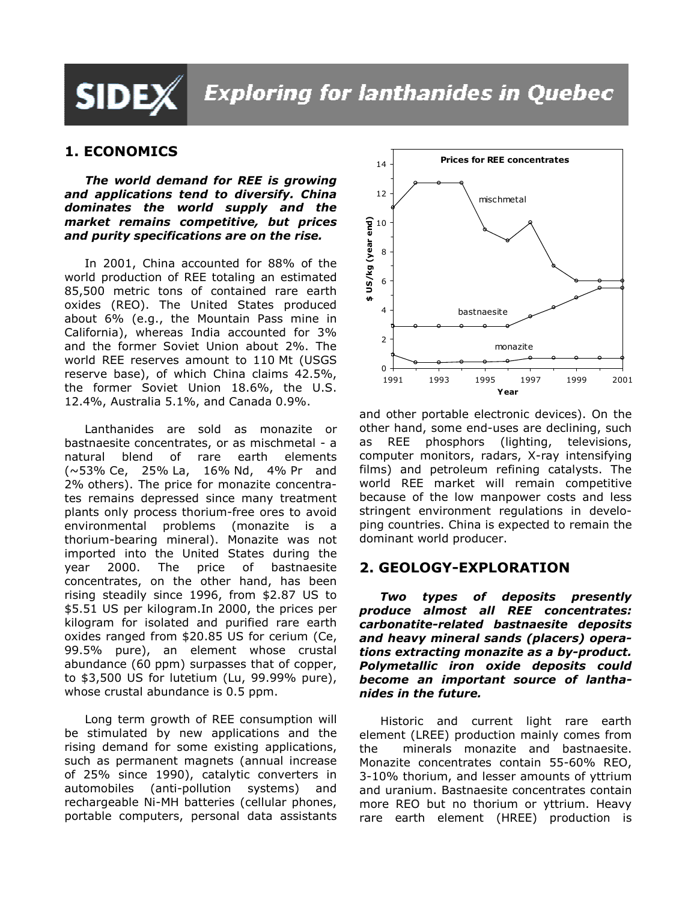# SIDEX Exploring for lanthanides in Quebec

## 1. ECONOMICS

***The world demand for REE is growing and applications tend to diversify. China dominates the world supply and the market remains competitive, but prices and purity specifications are on the rise.***

In 2001, China accounted for 88% of the world production of REE totaling an estimated 85,500 metric tons of contained rare earth oxides (REO). The United States produced about 6% (e.g., the Mountain Pass mine in California), whereas India accounted for 3% and the former Soviet Union about 2%. The world REE reserves amount to 110 Mt (USGS reserve base), of which China claims 42.5%, the former Soviet Union 18.6%, the U.S. 12.4%, Australia 5.1%, and Canada 0.9%.

Lanthanides are sold as monazite or bastnaesite concentrates, or as mischmetal - a natural blend of rare earth elements (~53% Ce, 25% La, 16% Nd, 4% Pr and 2% others). The price for monazite concentrates remains depressed since many treatment plants only process thorium-free ores to avoid environmental problems (monazite is a thorium-bearing mineral). Monazite was not imported into the United States during the year 2000. The price of bastnaesite concentrates, on the other hand, has been rising steadily since 1996, from \$2.87 US to \$5.51 US per kilogram.In 2000, the prices per kilogram for isolated and purified rare earth oxides ranged from \$20.85 US for cerium (Ce, 99.5% pure), an element whose crustal abundance (60 ppm) surpasses that of copper, to \$3,500 US for lutetium (Lu, 99.99% pure), whose crustal abundance is 0.5 ppm.

Long term growth of REE consumption will be stimulated by new applications and the rising demand for some existing applications, such as permanent magnets (annual increase of 25% since 1990), catalytic converters in automobiles (anti-pollution systems) and rechargeable Ni-MH batteries (cellular phones, portable computers, personal data assistants and other portable electronic devices). On the other hand, some end-uses are declining, such as REE phosphors (lighting, televisions, computer monitors, radars, X-ray intensifying films) and petroleum refining catalysts. The world REE market will remain competitive because of the low manpower costs and less stringent environment regulations in developing countries. China is expected to remain the dominant world producer.

## 2. GEOLOGY-EXPLORATION

***Two types of deposits presently produce almost all REE concentrates: carbonatite-related bastnaesite deposits and heavy mineral sands (placers) operations extracting monazite as a by-product. Polymetallic iron oxide deposits could become an important source of lanthanides in the future.***

Historic and current light rare earth element (LREE) production mainly comes from the minerals monazite and bastnaesite. Monazite concentrates contain 55-60% REO, 3-10% thorium, and lesser amounts of yttrium and uranium. Bastnaesite concentrates contain more REO but no thorium or yttrium. Heavy rare earth element (HREE) production is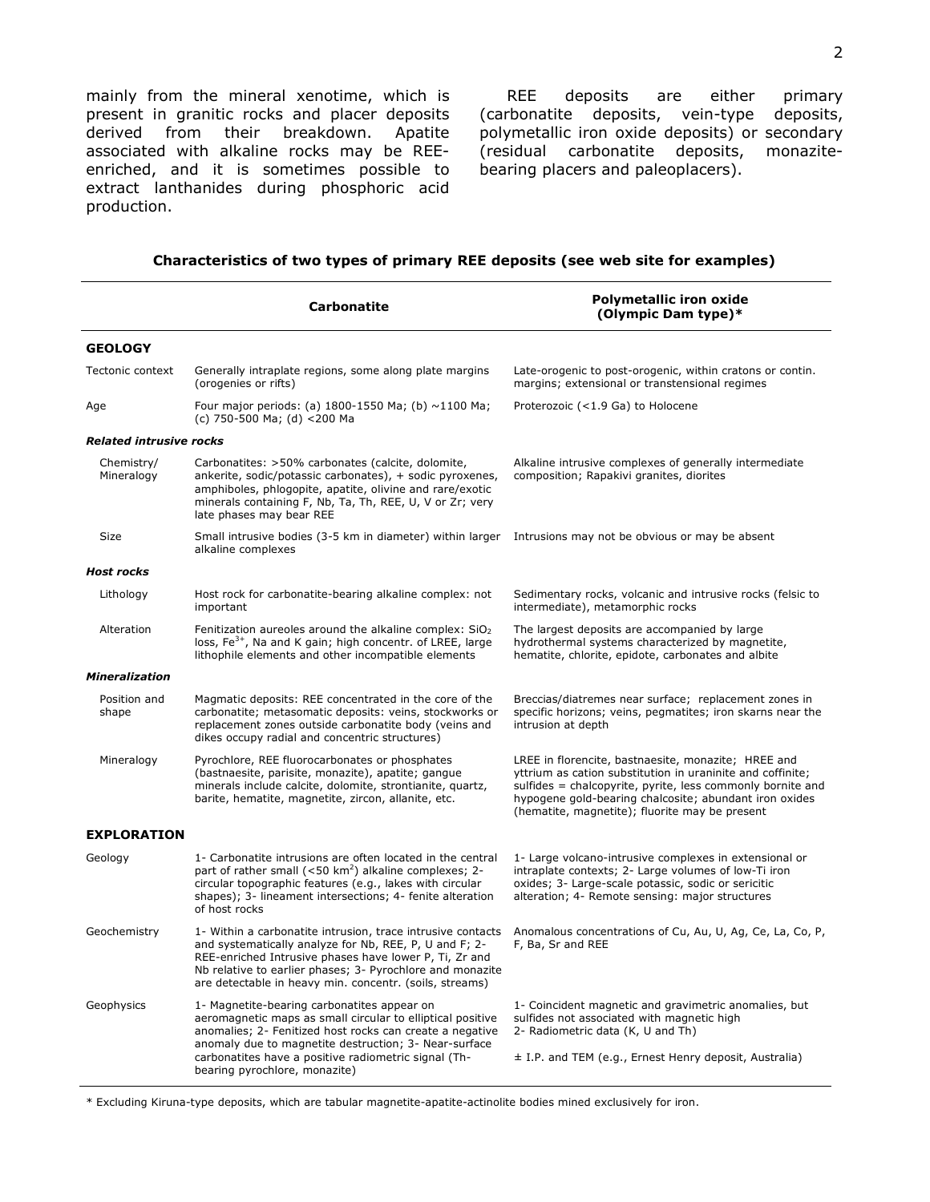mainly from the mineral xenotime, which is present in granitic rocks and placer deposits derived from their breakdown. Apatite associated with alkaline rocks may be REE-enriched, and it is sometimes possible to extract lanthanides during phosphoric acid production.

REE deposits are either primary (carbonatite deposits, vein-type deposits, polymetallic iron oxide deposits) or secondary (residual carbonatite deposits, monazite-bearing placers and paleoplacers).

**Characteristics of two types of primary REE deposits (see web site for examples)**

| | Carbonatite | Polymetallic iron oxide (Olympic Dam type)* |
|---|---|---|
| **GEOLOGY** | | |
| Tectonic context | Generally intraplate regions, some along plate margins (orogenies or rifts) | Late-orogenic to post-orogenic, within cratons or contin. margins; extensional or transtensional regimes |
| Age | Four major periods: (a) 1800-1550 Ma; (b) ~1100 Ma; (c) 750-500 Ma; (d) <200 Ma | Proterozoic (<1.9 Ga) to Holocene |
| ***Related intrusive rocks*** | | |
| Chemistry/ Mineralogy | Carbonatites: >50% carbonates (calcite, dolomite, ankerite, sodic/potassic carbonates), + sodic pyroxenes, amphiboles, phlogopite, apatite, olivine and rare/exotic minerals containing F, Nb, Ta, Th, REE, U, V or Zr; very late phases may bear REE | Alkaline intrusive complexes of generally intermediate composition; Rapakivi granites, diorites |
| Size | Small intrusive bodies (3-5 km in diameter) within larger alkaline complexes | Intrusions may not be obvious or may be absent |
| ***Host rocks*** | | |
| Lithology | Host rock for carbonatite-bearing alkaline complex: not important | Sedimentary rocks, volcanic and intrusive rocks (felsic to intermediate), metamorphic rocks |
| Alteration | Fenitization aureoles around the alkaline complex: $SiO_2$ loss, $Fe^{3+}$, Na and K gain; high concentr. of LREE, large lithophile elements and other incompatible elements | The largest deposits are accompanied by large hydrothermal systems characterized by magnetite, hematite, chlorite, epidote, carbonates and albite |
| ***Mineralization*** | | |
| Position and shape | Magmatic deposits: REE concentrated in the core of the carbonatite; metasomatic deposits: veins, stockworks or replacement zones outside carbonatite body (veins and dikes occupy radial and concentric structures) | Breccias/diatremes near surface; replacement zones in specific horizons; veins, pegmatites; iron skarns near the intrusion at depth |
| Mineralogy | Pyrochlore, REE fluorocarbonates or phosphates (bastnaesite, parisite, monazite), apatite; gangue minerals include calcite, dolomite, strontianite, quartz, barite, hematite, magnetite, zircon, allanite, etc. | LREE in florencite, bastnaesite, monazite; HREE and yttrium as cation substitution in uraninite and coffinite; sulfides = chalcopyrite, pyrite, less commonly bornite and hypogene gold-bearing chalcosite; abundant iron oxides (hematite, magnetite); fluorite may be present |
| **EXPLORATION** | | |
| Geology | 1- Carbonatite intrusions are often located in the central part of rather small (<50 km²) alkaline complexes; 2- circular topographic features (e.g., lakes with circular shapes); 3- lineament intersections; 4- fenite alteration of host rocks | 1- Large volcano-intrusive complexes in extensional or intraplate contexts; 2- Large volumes of low-Ti iron oxides; 3- Large-scale potassic, sodic or sericitic alteration; 4- Remote sensing: major structures |
| Geochemistry | 1- Within a carbonatite intrusion, trace intrusive contacts and systematically analyze for Nb, REE, P, U and F; 2- REE-enriched Intrusive phases have lower P, Ti, Zr and Nb relative to earlier phases; 3- Pyrochlore and monazite are detectable in heavy min. concentr. (soils, streams) | Anomalous concentrations of Cu, Au, U, Ag, Ce, La, Co, P, F, Ba, Sr and REE |
| Geophysics | 1- Magnetite-bearing carbonatites appear on aeromagnetic maps as small circular to elliptical positive anomalies; 2- Fenitized host rocks can create a negative anomaly due to magnetite destruction; 3- Near-surface carbonatites have a positive radiometric signal (Th-bearing pyrochlore, monazite) | 1- Coincident magnetic and gravimetric anomalies, but sulfides not associated with magnetic high<br>2- Radiometric data (K, U and Th)<br>± I.P. and TEM (e.g., Ernest Henry deposit, Australia) |

\* Excluding Kiruna-type deposits, which are tabular magnetite-apatite-actinolite bodies mined exclusively for iron.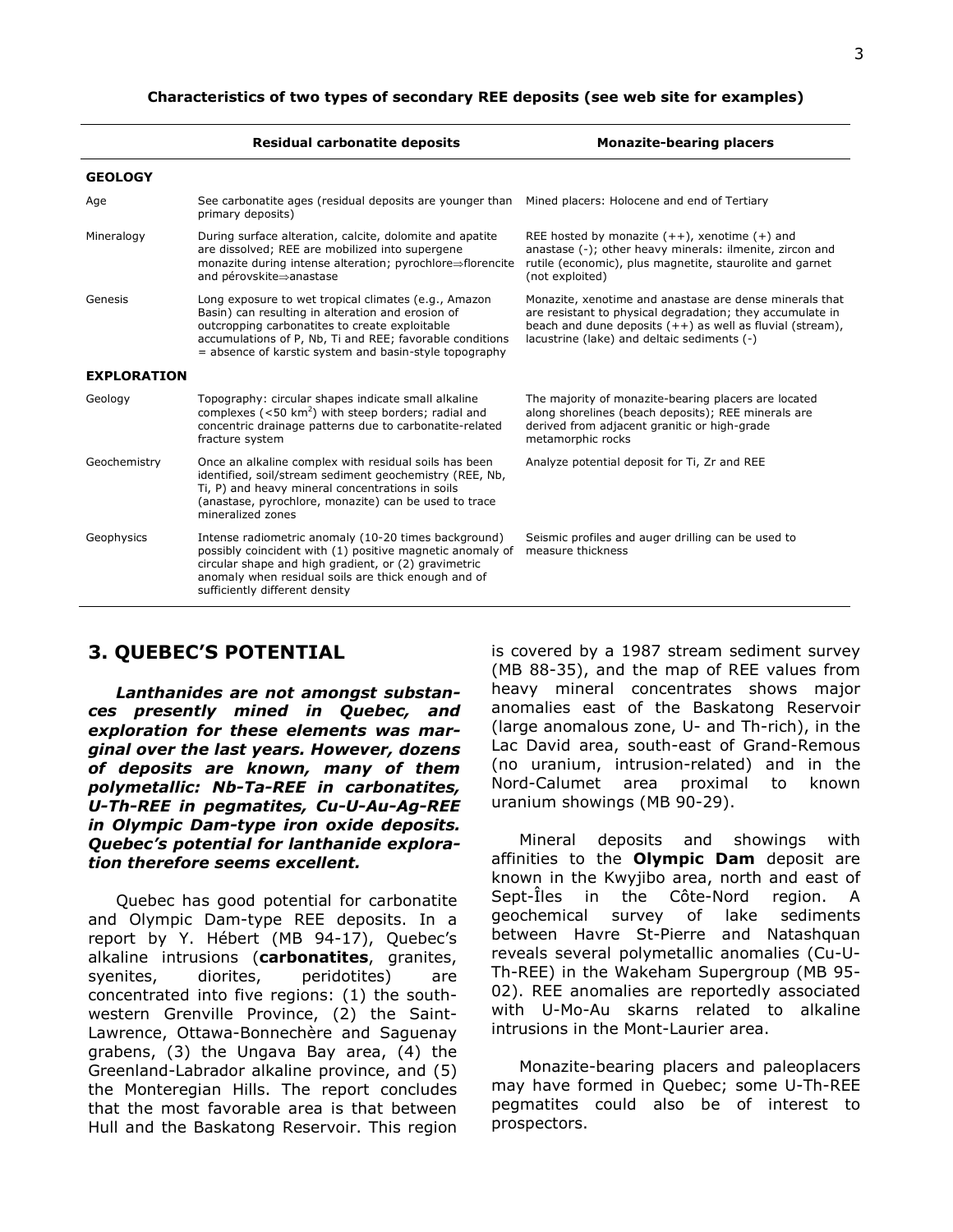**Characteristics of two types of secondary REE deposits (see web site for examples)**

| | Residual carbonatite deposits | Monazite-bearing placers |
|---|---|---|
| **GEOLOGY** | | |
| Age | See carbonatite ages (residual deposits are younger than primary deposits) | Mined placers: Holocene and end of Tertiary |
| Mineralogy | During surface alteration, calcite, dolomite and apatite are dissolved; REE are mobilized into supergene monazite during intense alteration; pyrochlore⇒florencite and pérovskite⇒anastase | REE hosted by monazite (++), xenotime (+) and anastase (-); other heavy minerals: ilmenite, zircon and rutile (economic), plus magnetite, staurolite and garnet (not exploited) |
| Genesis | Long exposure to wet tropical climates (e.g., Amazon Basin) can resulting in alteration and erosion of outcropping carbonatites to create exploitable accumulations of P, Nb, Ti and REE; favorable conditions = absence of karstic system and basin-style topography | Monazite, xenotime and anastase are dense minerals that are resistant to physical degradation; they accumulate in beach and dune deposits (++) as well as fluvial (stream), lacustrine (lake) and deltaic sediments (-) |
| **EXPLORATION** | | |
| Geology | Topography: circular shapes indicate small alkaline complexes (<50 km$^2$) with steep borders; radial and concentric drainage patterns due to carbonatite-related fracture system | The majority of monazite-bearing placers are located along shorelines (beach deposits); REE minerals are derived from adjacent granitic or high-grade metamorphic rocks |
| Geochemistry | Once an alkaline complex with residual soils has been identified, soil/stream sediment geochemistry (REE, Nb, Ti, P) and heavy mineral concentrations in soils (anastase, pyrochlore, monazite) can be used to trace mineralized zones | Analyze potential deposit for Ti, Zr and REE |
| Geophysics | Intense radiometric anomaly (10-20 times background) possibly coincident with (1) positive magnetic anomaly of circular shape and high gradient, or (2) gravimetric anomaly when residual soils are thick enough and of sufficiently different density | Seismic profiles and auger drilling can be used to measure thickness |

## 3. QUEBEC'S POTENTIAL

***Lanthanides are not amongst substances presently mined in Quebec, and exploration for these elements was marginal over the last years. However, dozens of deposits are known, many of them polymetallic: Nb-Ta-REE in carbonatites, U-Th-REE in pegmatites, Cu-U-Au-Ag-REE in Olympic Dam-type iron oxide deposits. Quebec's potential for lanthanide exploration therefore seems excellent.***

Quebec has good potential for carbonatite and Olympic Dam-type REE deposits. In a report by Y. Hébert (MB 94-17), Quebec's alkaline intrusions (**carbonatites**, granites, syenites, diorites, peridotites) are concentrated into five regions: (1) the south-western Grenville Province, (2) the Saint-Lawrence, Ottawa-Bonnechère and Saguenay grabens, (3) the Ungava Bay area, (4) the Greenland-Labrador alkaline province, and (5) the Monteregian Hills. The report concludes that the most favorable area is that between Hull and the Baskatong Reservoir. This region is covered by a 1987 stream sediment survey (MB 88-35), and the map of REE values from heavy mineral concentrates shows major anomalies east of the Baskatong Reservoir (large anomalous zone, U- and Th-rich), in the Lac David area, south-east of Grand-Remous (no uranium, intrusion-related) and in the Nord-Calumet area proximal to known uranium showings (MB 90-29).

Mineral deposits and showings with affinities to the **Olympic Dam** deposit are known in the Kwyjibo area, north and east of Sept-Îles in the Côte-Nord region. A geochemical survey of lake sediments between Havre St-Pierre and Natashquan reveals several polymetallic anomalies (Cu-U-Th-REE) in the Wakeham Supergroup (MB 95-02). REE anomalies are reportedly associated with U-Mo-Au skarns related to alkaline intrusions in the Mont-Laurier area.

Monazite-bearing placers and paleoplacers may have formed in Quebec; some U-Th-REE pegmatites could also be of interest to prospectors.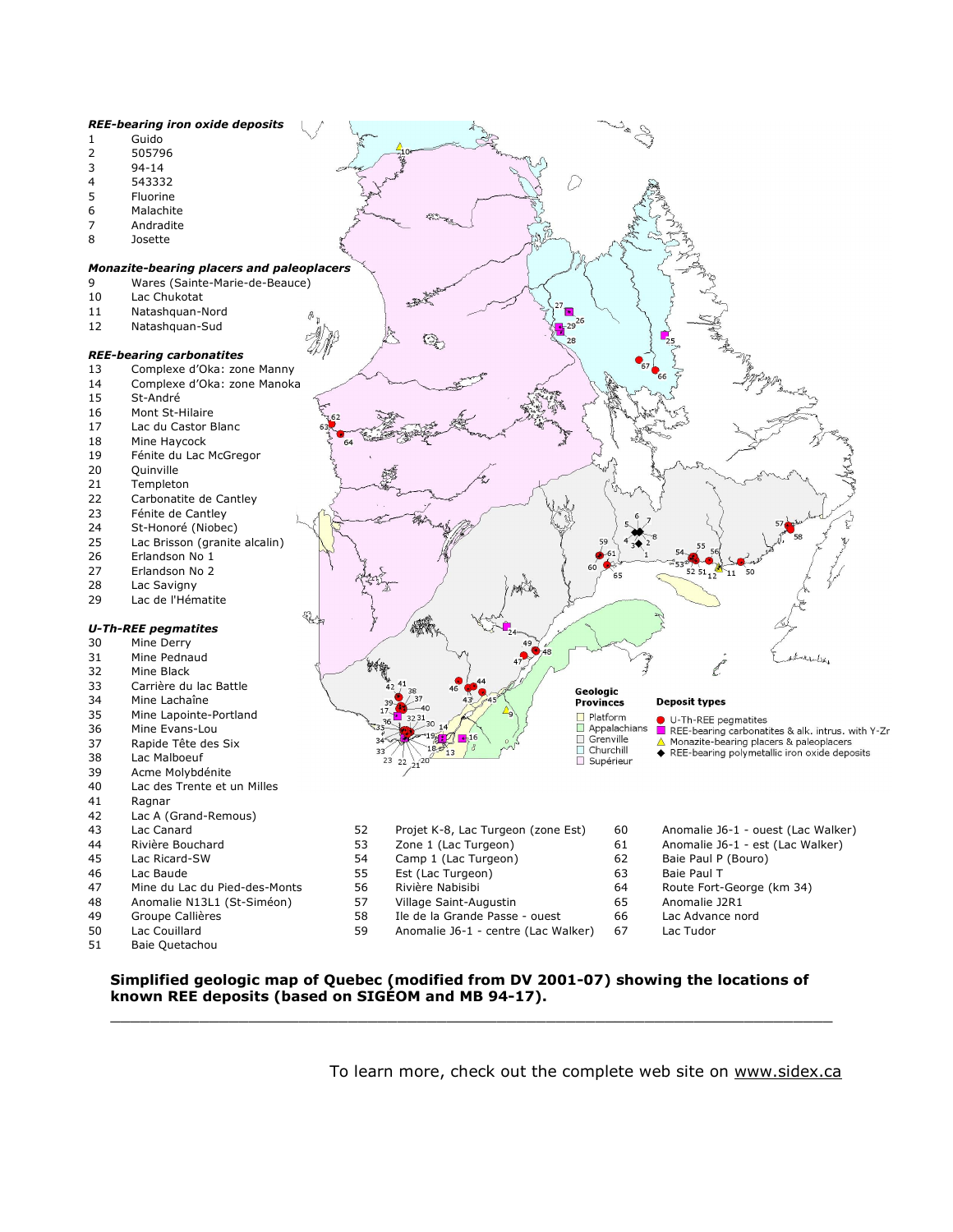***REE-bearing iron oxide deposits***

1 Guido
2 505796
3 94-14
4 543332
5 Fluorine
6 Malachite
7 Andradite
8 Josette

***Monazite-bearing placers and paleoplacers***

9 Wares (Sainte-Marie-de-Beauce)
10 Lac Chukotat
11 Natashquan-Nord
12 Natashquan-Sud

***REE-bearing carbonatites***

13 Complexe d'Oka: zone Manny
14 Complexe d'Oka: zone Manoka
15 St-André
16 Mont St-Hilaire
17 Lac du Castor Blanc
18 Mine Haycock
19 Fénite du Lac McGregor
20 Quinville
21 Templeton
22 Carbonatite de Cantley
23 Fénite de Cantley
24 St-Honoré (Niobec)
25 Lac Brisson (granite alcalin)
26 Erlandson No 1
27 Erlandson No 2
28 Lac Savigny
29 Lac de l'Hématite

***U-Th-REE pegmatites***

30 Mine Derry
31 Mine Pednaud
32 Mine Black
33 Carrière du lac Battle
34 Mine Lachaîne
35 Mine Lapointe-Portland
36 Mine Evans-Lou
37 Rapide Tête des Six
38 Lac Malboeuf
39 Acme Molybdénite
40 Lac des Trente et un Milles
41 Ragnar
42 Lac A (Grand-Remous)
43 Lac Canard
44 Rivière Bouchard
45 Lac Ricard-SW
46 Lac Baude
47 Mine du Lac du Pied-des-Monts
48 Anomalie N13L1 (St-Siméon)
49 Groupe Callières
50 Lac Couillard
51 Baie Quetachou
52 Projet K-8, Lac Turgeon (zone Est)
53 Zone 1 (Lac Turgeon)
54 Camp 1 (Lac Turgeon)
55 Est (Lac Turgeon)
56 Rivière Nabisibi
57 Village Saint-Augustin
58 Ile de la Grande Passe - ouest
59 Anomalie J6-1 - centre (Lac Walker)
60 Anomalie J6-1 - ouest (Lac Walker)
61 Anomalie J6-1 - est (Lac Walker)
62 Baie Paul P (Bouro)
63 Baie Paul T
64 Route Fort-George (km 34)
65 Anomalie J2R1
66 Lac Advance nord
67 Lac Tudor

Geologic Provinces
Platform
Appalachians
Grenville
Churchill
Supérieur

Deposit types
U-Th-REE pegmatites
REE-bearing carbonatites & alk. intrus. with Y-Zr
Monazite-bearing placers & paleoplacers
REE-bearing polymetallic iron oxide deposits

**Simplified geologic map of Quebec (modified from DV 2001-07) showing the locations of known REE deposits (based on SIGÉOM and MB 94-17).**

---

To learn more, check out the complete web site on www.sidex.ca